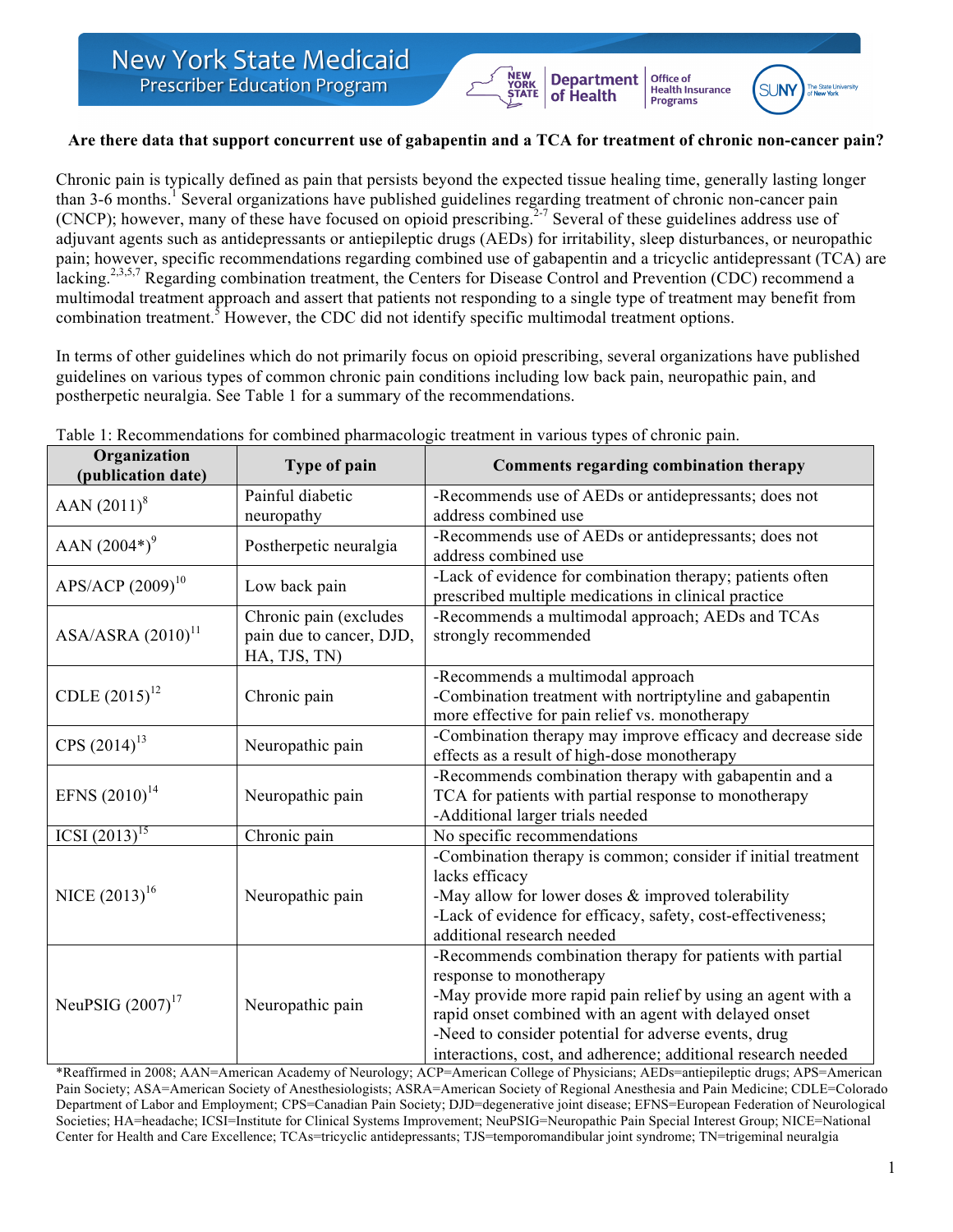**Are there data that support concurrent use of gabapentin and a TCA for treatment of chronic non-cancer pain?**

Chronic pain is typically defined as pain that persists beyond the expected tissue healing time, generally lasting longer than 3-6 months.[1] Several organizations have published guidelines regarding treatment of chronic non-cancer pain (CNCP); however, many of these have focused on opioid prescribing.[2-7] Several of these guidelines address use of adjuvant agents such as antidepressants or antiepileptic drugs (AEDs) for irritability, sleep disturbances, or neuropathic pain; however, specific recommendations regarding combined use of gabapentin and a tricyclic antidepressant (TCA) are lacking.[2,3,5,7] Regarding combination treatment, the Centers for Disease Control and Prevention (CDC) recommend a multimodal treatment approach and assert that patients not responding to a single type of treatment may benefit from combination treatment.[5] However, the CDC did not identify specific multimodal treatment options.

In terms of other guidelines which do not primarily focus on opioid prescribing, several organizations have published guidelines on various types of common chronic pain conditions including low back pain, neuropathic pain, and postherpetic neuralgia. See Table 1 for a summary of the recommendations.

Table 1: Recommendations for combined pharmacologic treatment in various types of chronic pain.

| Organization (publication date) | Type of pain | Comments regarding combination therapy |
|---|---|---|
| AAN (2011)[8] | Painful diabetic neuropathy | -Recommends use of AEDs or antidepressants; does not address combined use |
| AAN (2004*)[9] | Postherpetic neuralgia | -Recommends use of AEDs or antidepressants; does not address combined use |
| APS/ACP (2009)[10] | Low back pain | -Lack of evidence for combination therapy; patients often prescribed multiple medications in clinical practice |
| ASA/ASRA (2010)[11] | Chronic pain (excludes pain due to cancer, DJD, HA, TJS, TN) | -Recommends a multimodal approach; AEDs and TCAs strongly recommended |
| CDLE (2015)[12] | Chronic pain | -Recommends a multimodal approach<br>-Combination treatment with nortriptyline and gabapentin more effective for pain relief vs. monotherapy |
| CPS (2014)[13] | Neuropathic pain | -Combination therapy may improve efficacy and decrease side effects as a result of high-dose monotherapy |
| EFNS (2010)[14] | Neuropathic pain | -Recommends combination therapy with gabapentin and a TCA for patients with partial response to monotherapy<br>-Additional larger trials needed |
| ICSI (2013)[15] | Chronic pain | No specific recommendations |
| NICE (2013)[16] | Neuropathic pain | -Combination therapy is common; consider if initial treatment lacks efficacy<br>-May allow for lower doses & improved tolerability<br>-Lack of evidence for efficacy, safety, cost-effectiveness; additional research needed |
| NeuPSIG (2007)[17] | Neuropathic pain | -Recommends combination therapy for patients with partial response to monotherapy<br>-May provide more rapid pain relief by using an agent with a rapid onset combined with an agent with delayed onset<br>-Need to consider potential for adverse events, drug interactions, cost, and adherence; additional research needed |

*Reaffirmed in 2008; AAN=American Academy of Neurology; ACP=American College of Physicians; AEDs=antiepileptic drugs; APS=American Pain Society; ASA=American Society of Anesthesiologists; ASRA=American Society of Regional Anesthesia and Pain Medicine; CDLE=Colorado Department of Labor and Employment; CPS=Canadian Pain Society; DJD=degenerative joint disease; EFNS=European Federation of Neurological Societies; HA=headache; ICSI=Institute for Clinical Systems Improvement; NeuPSIG=Neuropathic Pain Special Interest Group; NICE=National Center for Health and Care Excellence; TCAs=tricyclic antidepressants; TJS=temporomandibular joint syndrome; TN=trigeminal neuralgia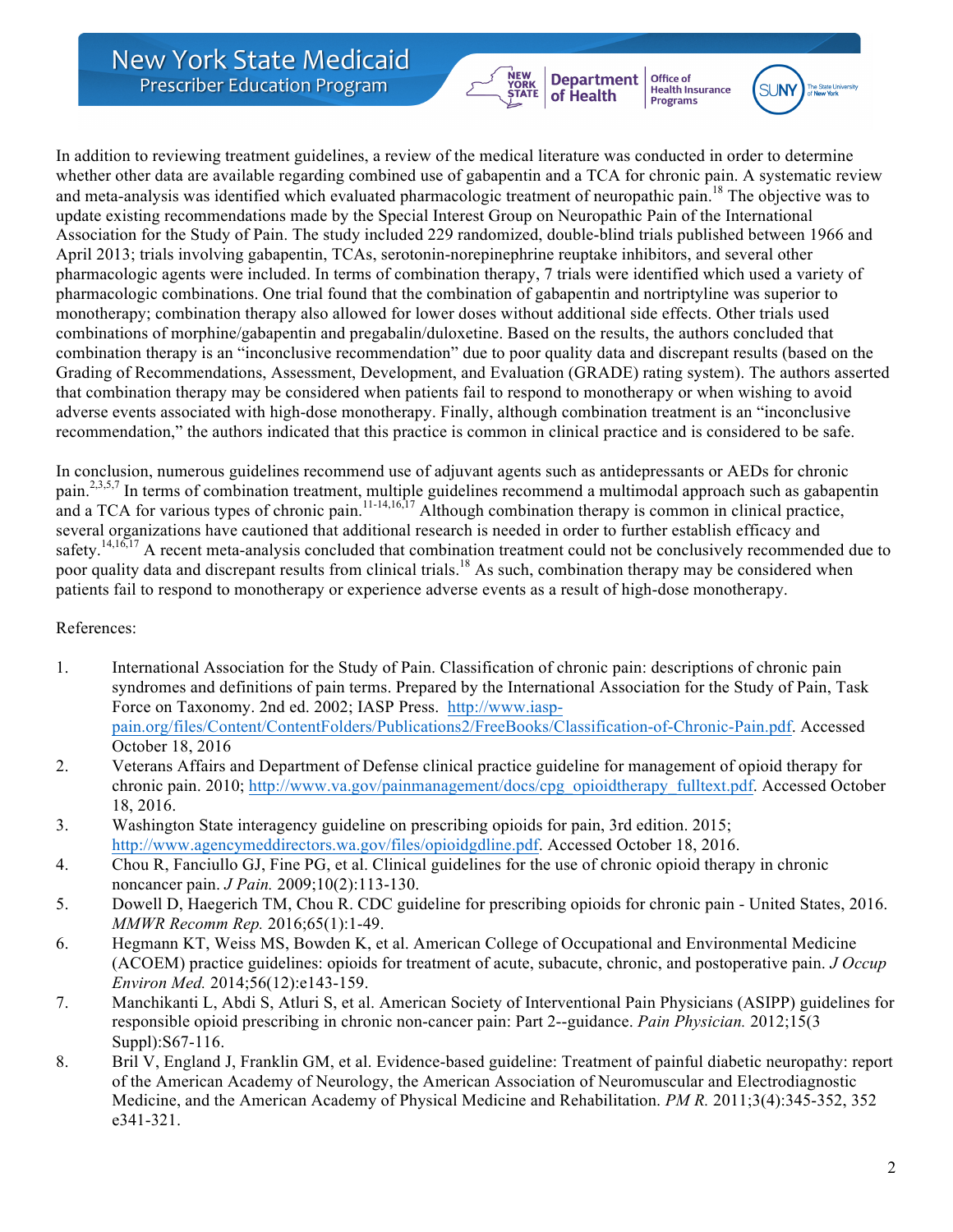In addition to reviewing treatment guidelines, a review of the medical literature was conducted in order to determine whether other data are available regarding combined use of gabapentin and a TCA for chronic pain. A systematic review and meta-analysis was identified which evaluated pharmacologic treatment of neuropathic pain.[18] The objective was to update existing recommendations made by the Special Interest Group on Neuropathic Pain of the International Association for the Study of Pain. The study included 229 randomized, double-blind trials published between 1966 and April 2013; trials involving gabapentin, TCAs, serotonin-norepinephrine reuptake inhibitors, and several other pharmacologic agents were included. In terms of combination therapy, 7 trials were identified which used a variety of pharmacologic combinations. One trial found that the combination of gabapentin and nortriptyline was superior to monotherapy; combination therapy also allowed for lower doses without additional side effects. Other trials used combinations of morphine/gabapentin and pregabalin/duloxetine. Based on the results, the authors concluded that combination therapy is an "inconclusive recommendation" due to poor quality data and discrepant results (based on the Grading of Recommendations, Assessment, Development, and Evaluation (GRADE) rating system). The authors asserted that combination therapy may be considered when patients fail to respond to monotherapy or when wishing to avoid adverse events associated with high-dose monotherapy. Finally, although combination treatment is an "inconclusive recommendation," the authors indicated that this practice is common in clinical practice and is considered to be safe.

In conclusion, numerous guidelines recommend use of adjuvant agents such as antidepressants or AEDs for chronic pain.[2,3,5,7] In terms of combination treatment, multiple guidelines recommend a multimodal approach such as gabapentin and a TCA for various types of chronic pain.[11-14,16,17] Although combination therapy is common in clinical practice, several organizations have cautioned that additional research is needed in order to further establish efficacy and safety.[14,16,17] A recent meta-analysis concluded that combination treatment could not be conclusively recommended due to poor quality data and discrepant results from clinical trials.[18] As such, combination therapy may be considered when patients fail to respond to monotherapy or experience adverse events as a result of high-dose monotherapy.

References:

1. International Association for the Study of Pain. Classification of chronic pain: descriptions of chronic pain syndromes and definitions of pain terms. Prepared by the International Association for the Study of Pain, Task Force on Taxonomy. 2nd ed. 2002; IASP Press. http://www.iasp-pain.org/files/Content/ContentFolders/Publications2/FreeBooks/Classification-of-Chronic-Pain.pdf. Accessed October 18, 2016
2. Veterans Affairs and Department of Defense clinical practice guideline for management of opioid therapy for chronic pain. 2010; http://www.va.gov/painmanagement/docs/cpg_opioidtherapy_fulltext.pdf. Accessed October 18, 2016.
3. Washington State interagency guideline on prescribing opioids for pain, 3rd edition. 2015; http://www.agencymeddirectors.wa.gov/files/opioidgdline.pdf. Accessed October 18, 2016.
4. Chou R, Fanciullo GJ, Fine PG, et al. Clinical guidelines for the use of chronic opioid therapy in chronic noncancer pain. *J Pain.* 2009;10(2):113-130.
5. Dowell D, Haegerich TM, Chou R. CDC guideline for prescribing opioids for chronic pain - United States, 2016. *MMWR Recomm Rep.* 2016;65(1):1-49.
6. Hegmann KT, Weiss MS, Bowden K, et al. American College of Occupational and Environmental Medicine (ACOEM) practice guidelines: opioids for treatment of acute, subacute, chronic, and postoperative pain. *J Occup Environ Med.* 2014;56(12):e143-159.
7. Manchikanti L, Abdi S, Atluri S, et al. American Society of Interventional Pain Physicians (ASIPP) guidelines for responsible opioid prescribing in chronic non-cancer pain: Part 2--guidance. *Pain Physician.* 2012;15(3 Suppl):S67-116.
8. Bril V, England J, Franklin GM, et al. Evidence-based guideline: Treatment of painful diabetic neuropathy: report of the American Academy of Neurology, the American Association of Neuromuscular and Electrodiagnostic Medicine, and the American Academy of Physical Medicine and Rehabilitation. *PM R.* 2011;3(4):345-352, 352 e341-321.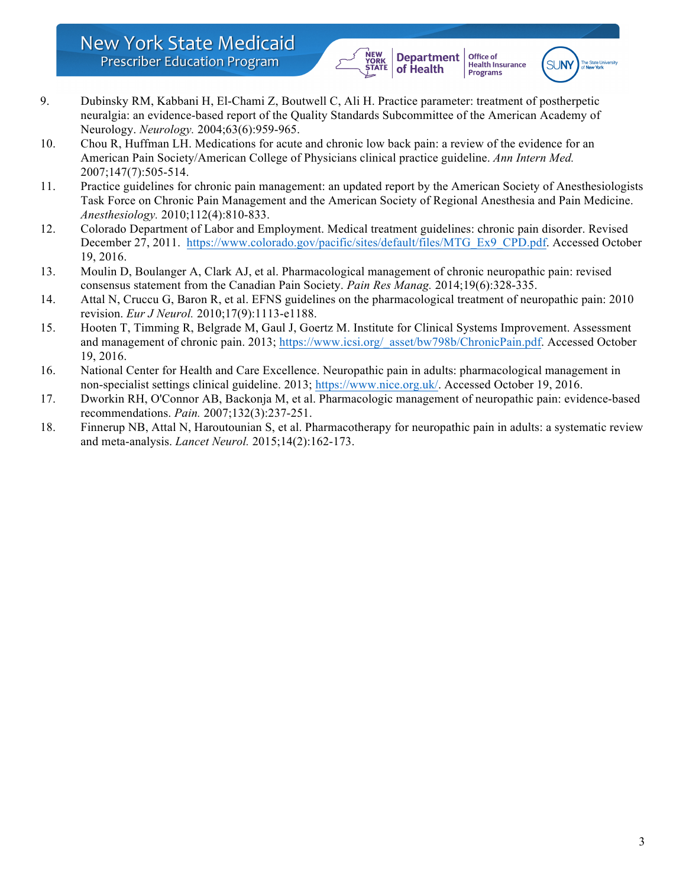9. Dubinsky RM, Kabbani H, El-Chami Z, Boutwell C, Ali H. Practice parameter: treatment of postherpetic neuralgia: an evidence-based report of the Quality Standards Subcommittee of the American Academy of Neurology. *Neurology.* 2004;63(6):959-965.
10. Chou R, Huffman LH. Medications for acute and chronic low back pain: a review of the evidence for an American Pain Society/American College of Physicians clinical practice guideline. *Ann Intern Med.* 2007;147(7):505-514.
11. Practice guidelines for chronic pain management: an updated report by the American Society of Anesthesiologists Task Force on Chronic Pain Management and the American Society of Regional Anesthesia and Pain Medicine. *Anesthesiology.* 2010;112(4):810-833.
12. Colorado Department of Labor and Employment. Medical treatment guidelines: chronic pain disorder. Revised December 27, 2011. https://www.colorado.gov/pacific/sites/default/files/MTG_Ex9_CPD.pdf. Accessed October 19, 2016.
13. Moulin D, Boulanger A, Clark AJ, et al. Pharmacological management of chronic neuropathic pain: revised consensus statement from the Canadian Pain Society. *Pain Res Manag.* 2014;19(6):328-335.
14. Attal N, Cruccu G, Baron R, et al. EFNS guidelines on the pharmacological treatment of neuropathic pain: 2010 revision. *Eur J Neurol.* 2010;17(9):1113-e1188.
15. Hooten T, Timming R, Belgrade M, Gaul J, Goertz M. Institute for Clinical Systems Improvement. Assessment and management of chronic pain. 2013; https://www.icsi.org/_asset/bw798b/ChronicPain.pdf. Accessed October 19, 2016.
16. National Center for Health and Care Excellence. Neuropathic pain in adults: pharmacological management in non-specialist settings clinical guideline. 2013; https://www.nice.org.uk/. Accessed October 19, 2016.
17. Dworkin RH, O'Connor AB, Backonja M, et al. Pharmacologic management of neuropathic pain: evidence-based recommendations. *Pain.* 2007;132(3):237-251.
18. Finnerup NB, Attal N, Haroutounian S, et al. Pharmacotherapy for neuropathic pain in adults: a systematic review and meta-analysis. *Lancet Neurol.* 2015;14(2):162-173.